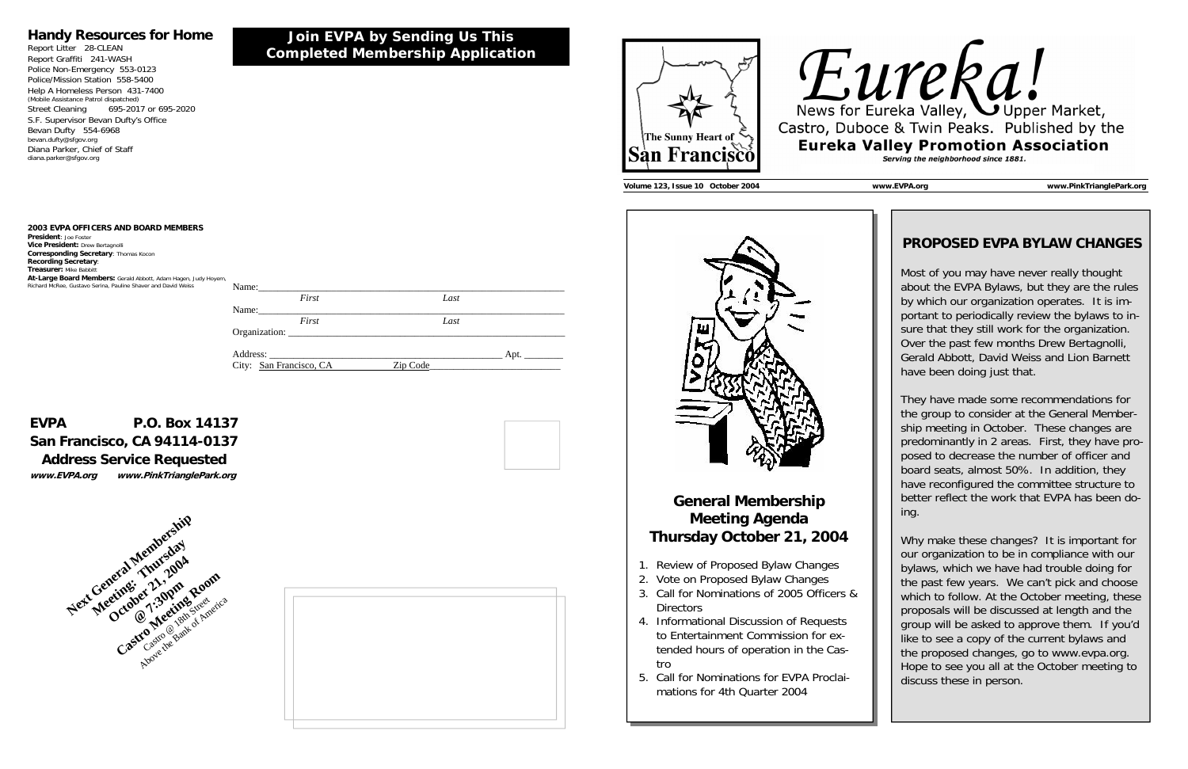## Handy Resources for Home

Report Litter 28-CLEAN
Report Graffiti 241-WASH
Police Non-Emergency 553-0123
Police/Mission Station 558-5400
Help A Homeless Person 431-7400
(Mobile Assistance Patrol dispatched)
Street Cleaning 695-2017 or 695-2020
S.F. Supervisor Bevan Dufty's Office
Bevan Dufty 554-6968
bevan.dufty@sfgov.org
Diana Parker, Chief of Staff
diana.parker@sfgov.org

**2003 EVPA OFFICERS AND BOARD MEMBERS**
**President**: Joe Foster
**Vice President:** Drew Bertagnolli
**Corresponding Secretary**: Thomas Kocon
**Recording Secretary**:
**Treasurer:** Mike Babbitt
**At-Large Board Members:** Gerald Abbott, Adam Hagen, Judy Hoyem, Richard McRee, Gustavo Serina, Pauline Shaver and David Weiss

## Join EVPA by Sending Us This Completed Membership Application

Name:_______________________________________________
*First* *Last*
Name:_______________________________________________
*First* *Last*
Organization: _________________________________________

Address: ____________________________________ Apt. _______
City: San Francisco, CA Zip Code________________________

**EVPA P.O. Box 14137**
**San Francisco, CA 94114-0137**
**Address Service Requested**
**www.EVPA.org www.PinkTrianglePark.org**

**Next General Membership Meeting: Thursday October 21, 2004 @ 7:30pm Castro Meeting Room**
Castro @ 18th Street
Above the Bank of America

# Eureka!

News for Eureka Valley, Upper Market, Castro, Duboce & Twin Peaks. Published by the
**Eureka Valley Promotion Association**
*Serving the neighborhood since 1881.*

The Sunny Heart of San Francisco

**Volume 123, Issue 10 October 2004** **www.EVPA.org** **www.PinkTrianglePark.org**

## General Membership Meeting Agenda Thursday October 21, 2004

1. Review of Proposed Bylaw Changes
2. Vote on Proposed Bylaw Changes
3. Call for Nominations of 2005 Officers & Directors
4. Informational Discussion of Requests to Entertainment Commission for extended hours of operation in the Castro
5. Call for Nominations for EVPA Proclamations for 4th Quarter 2004

## PROPOSED EVPA BYLAW CHANGES

Most of you may have never really thought about the EVPA Bylaws, but they are the rules by which our organization operates. It is important to periodically review the bylaws to insure that they still work for the organization. Over the past few months Drew Bertagnolli, Gerald Abbott, David Weiss and Lion Barnett have been doing just that.

They have made some recommendations for the group to consider at the General Membership meeting in October. These changes are predominantly in 2 areas. First, they have proposed to decrease the number of officer and board seats, almost 50%. In addition, they have reconfigured the committee structure to better reflect the work that EVPA has been doing.

Why make these changes? It is important for our organization to be in compliance with our bylaws, which we have had trouble doing for the past few years. We can't pick and choose which to follow. At the October meeting, these proposals will be discussed at length and the group will be asked to approve them. If you'd like to see a copy of the current bylaws and the proposed changes, go to www.evpa.org. Hope to see you all at the October meeting to discuss these in person.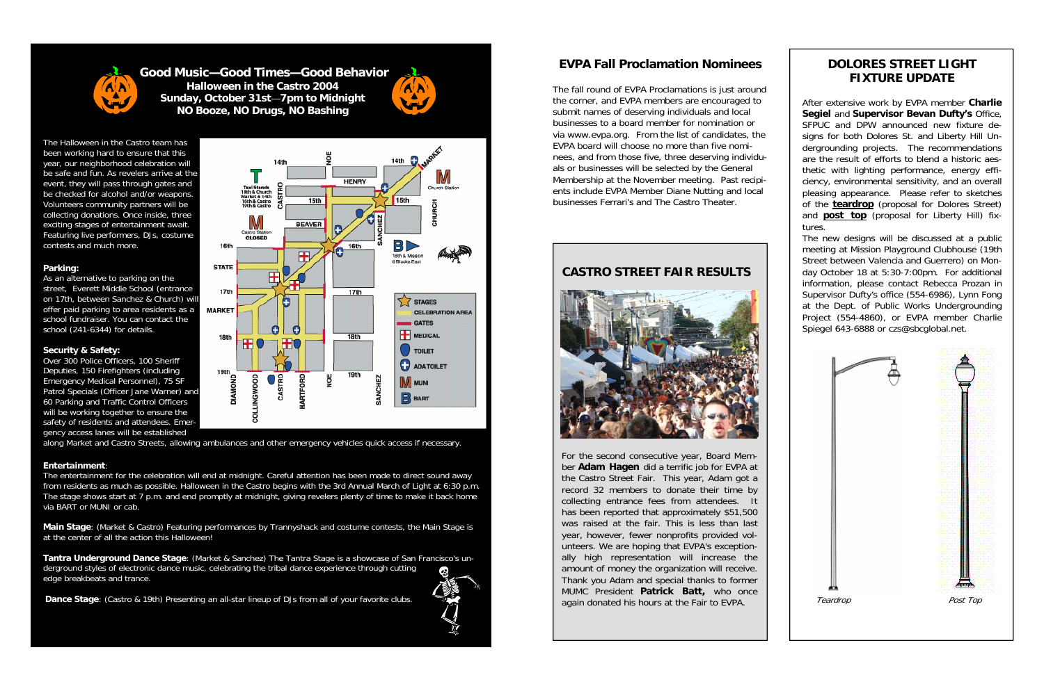## Good Music—Good Times—Good Behavior

**Halloween in the Castro 2004**
**Sunday, October 31st—7pm to Midnight**
**NO Booze, NO Drugs, NO Bashing**

The Halloween in the Castro team has been working hard to ensure that this year, our neighborhood celebration will be safe and fun. As revelers arrive at the event, they will pass through gates and be checked for alcohol and/or weapons. Volunteers community partners will be collecting donations. Once inside, three exciting stages of entertainment await. Featuring live performers, DJs, costume contests and much more.

**Parking:**
As an alternative to parking on the street, Everett Middle School (entrance on 17th, between Sanchez & Church) will offer paid parking to area residents as a school fundraiser. You can contact the school (241-6344) for details.

**Security & Safety:**
Over 300 Police Officers, 100 Sheriff Deputies, 150 Firefighters (including Emergency Medical Personnel), 75 SF Patrol Specials (Officer Jane Warner) and 60 Parking and Traffic Control Officers will be working together to ensure the safety of residents and attendees. Emergency access lanes will be established along Market and Castro Streets, allowing ambulances and other emergency vehicles quick access if necessary.

**Entertainment**:
The entertainment for the celebration will end at midnight. Careful attention has been made to direct sound away from residents as much as possible. Halloween in the Castro begins with the 3rd Annual March of Light at 6:30 p.m. The stage shows start at 7 p.m. and end promptly at midnight, giving revelers plenty of time to make it back home via BART or MUNI or cab.

**Main Stage**: (Market & Castro) Featuring performances by Trannyshack and costume contests, the Main Stage is at the center of all the action this Halloween!

**Tantra Underground Dance Stage**: (Market & Sanchez) The Tantra Stage is a showcase of San Francisco's underground styles of electronic dance music, celebrating the tribal dance experience through cutting edge breakbeats and trance.

**Dance Stage**: (Castro & 19th) Presenting an all-star lineup of DJs from all of your favorite clubs.

## EVPA Fall Proclamation Nominees

The fall round of EVPA Proclamations is just around the corner, and EVPA members are encouraged to submit names of deserving individuals and local businesses to a board member for nomination or via www.evpa.org. From the list of candidates, the EVPA board will choose no more than five nominees, and from those five, three deserving individuals or businesses will be selected by the General Membership at the November meeting. Past recipients include EVPA Member Diane Nutting and local businesses Ferrari's and The Castro Theater.

## CASTRO STREET FAIR RESULTS

For the second consecutive year, Board Member **Adam Hagen** did a terrific job for EVPA at the Castro Street Fair. This year, Adam got a record 32 members to donate their time by collecting entrance fees from attendees. It has been reported that approximately $51,500 was raised at the fair. This is less than last year, however, fewer nonprofits provided volunteers. We are hoping that EVPA's exceptionally high representation will increase the amount of money the organization will receive. Thank you Adam and special thanks to former MUMC President **Patrick Batt,** who once again donated his hours at the Fair to EVPA.

## DOLORES STREET LIGHT FIXTURE UPDATE

After extensive work by EVPA member **Charlie Segiel** and **Supervisor Bevan Dufty's** Office, SFPUC and DPW announced new fixture designs for both Dolores St. and Liberty Hill Undergrounding projects. The recommendations are the result of efforts to blend a historic aesthetic with lighting performance, energy efficiency, environmental sensitivity, and an overall pleasing appearance. Please refer to sketches of the **teardrop** (proposal for Dolores Street) and **post top** (proposal for Liberty Hill) fixtures.

The new designs will be discussed at a public meeting at Mission Playground Clubhouse (19th Street between Valencia and Guerrero) on Monday October 18 at 5:30-7:00pm. For additional information, please contact Rebecca Prozan in Supervisor Dufty's office (554-6986), Lynn Fong at the Dept. of Public Works Undergrounding Project (554-4860), or EVPA member Charlie Spiegel 643-6888 or czs@sbcglobal.net.

*Teardrop* *Post Top*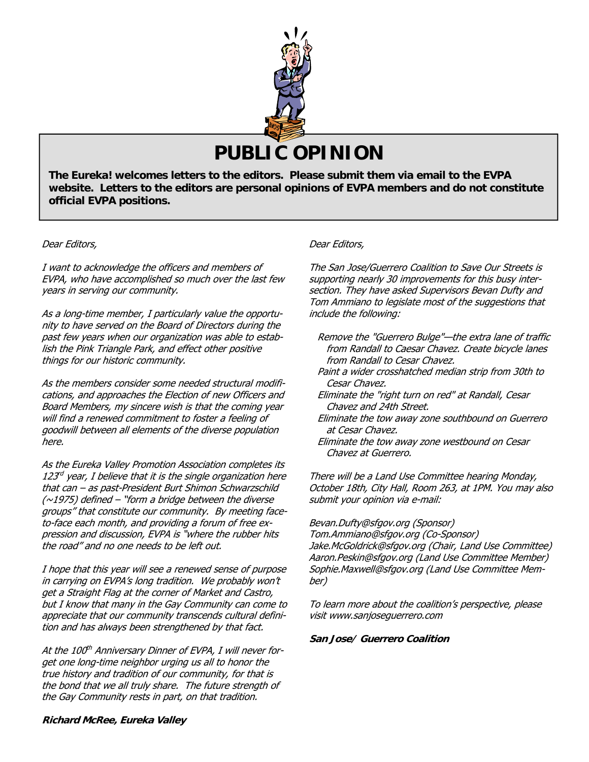# PUBLIC OPINION

**The Eureka! welcomes letters to the editors. Please submit them via email to the EVPA website. Letters to the editors are personal opinions of EVPA members and do not constitute official EVPA positions.**

*Dear Editors,*

*I want to acknowledge the officers and members of EVPA, who have accomplished so much over the last few years in serving our community.*

*As a long-time member, I particularly value the opportunity to have served on the Board of Directors during the past few years when our organization was able to establish the Pink Triangle Park, and effect other positive things for our historic community.*

*As the members consider some needed structural modifications, and approaches the Election of new Officers and Board Members, my sincere wish is that the coming year will find a renewed commitment to foster a feeling of goodwill between all elements of the diverse population here.*

*As the Eureka Valley Promotion Association completes its 123rd year, I believe that it is the single organization here that can – as past-President Burt Shimon Schwarzschild (~1975) defined – "form a bridge between the diverse groups" that constitute our community. By meeting face-to-face each month, and providing a forum of free expression and discussion, EVPA is "where the rubber hits the road" and no one needs to be left out.*

*I hope that this year will see a renewed sense of purpose in carrying on EVPA's long tradition. We probably won't get a Straight Flag at the corner of Market and Castro, but I know that many in the Gay Community can come to appreciate that our community transcends cultural definition and has always been strengthened by that fact.*

*At the 100th Anniversary Dinner of EVPA, I will never forget one long-time neighbor urging us all to honor the true history and tradition of our community, for that is the bond that we all truly share. The future strength of the Gay Community rests in part, on that tradition.*

***Richard McRee, Eureka Valley***

*Dear Editors,*

*The San Jose/Guerrero Coalition to Save Our Streets is supporting nearly 30 improvements for this busy intersection. They have asked Supervisors Bevan Dufty and Tom Ammiano to legislate most of the suggestions that include the following:*

- *Remove the "Guerrero Bulge"—the extra lane of traffic from Randall to Caesar Chavez. Create bicycle lanes from Randall to Cesar Chavez.*
- *Paint a wider crosshatched median strip from 30th to Cesar Chavez.*
- *Eliminate the "right turn on red" at Randall, Cesar Chavez and 24th Street.*
- *Eliminate the tow away zone southbound on Guerrero at Cesar Chavez.*
- *Eliminate the tow away zone westbound on Cesar Chavez at Guerrero.*

*There will be a Land Use Committee hearing Monday, October 18th, City Hall, Room 263, at 1PM. You may also submit your opinion via e-mail:*

*Bevan.Dufty@sfgov.org (Sponsor)*
*Tom.Ammiano@sfgov.org (Co-Sponsor)*
*Jake.McGoldrick@sfgov.org (Chair, Land Use Committee)*
*Aaron.Peskin@sfgov.org (Land Use Committee Member)*
*Sophie.Maxwell@sfgov.org (Land Use Committee Member)*

*To learn more about the coalition's perspective, please visit www.sanjoseguerrero.com*

***San Jose/ Guerrero Coalition***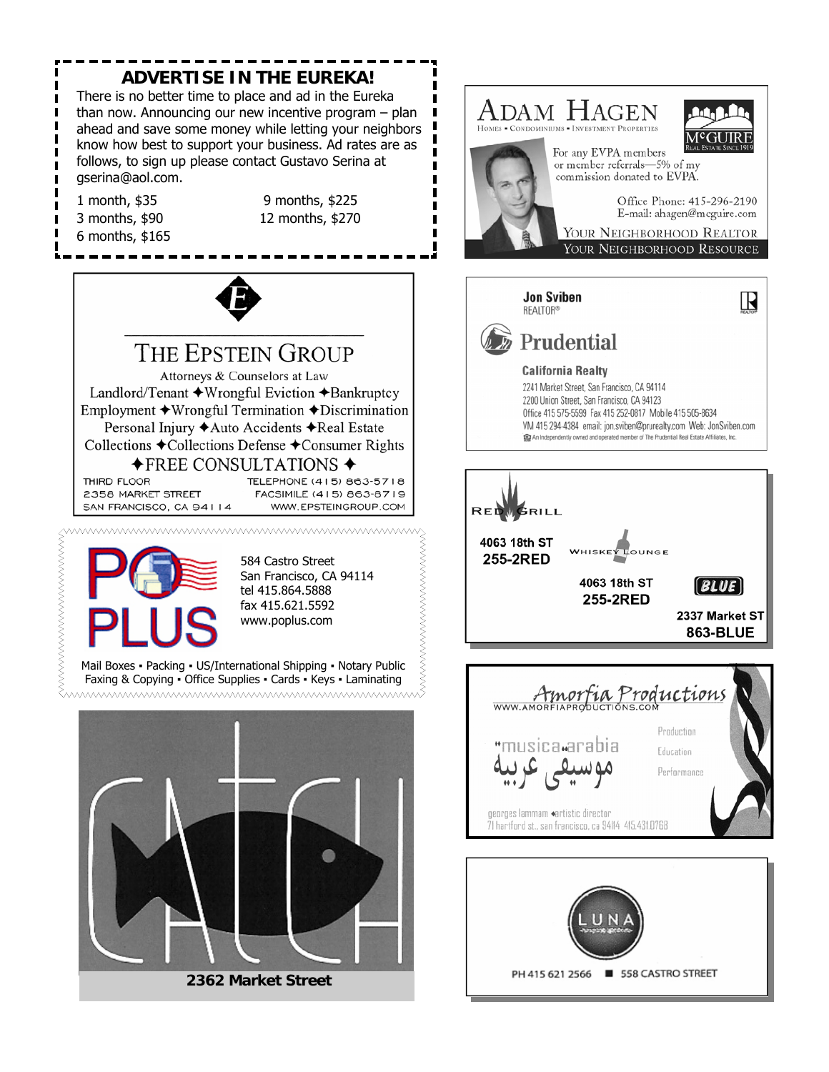## ADVERTISE IN THE EUREKA!

There is no better time to place and ad in the Eureka than now. Announcing our new incentive program – plan ahead and save some money while letting your neighbors know how best to support your business. Ad rates are as follows, to sign up please contact Gustavo Serina at gserina@aol.com.

- 1 month, $35
- 3 months, $90
- 6 months, $165
- 9 months, $225
- 12 months, $270

---

**ADAM HAGEN**

HOMES • CONDOMINIUMS • INVESTMENT PROPERTIES

McGUIRE REAL ESTATE SINCE 1919

For any EVPA members or member referrals—5% of my commission donated to EVPA.

Office Phone: 415-296-2190
E-mail: ahagen@mcguire.com

YOUR NEIGHBORHOOD REALTOR
YOUR NEIGHBORHOOD RESOURCE

---

**THE EPSTEIN GROUP**

Attorneys & Counselors at Law

Landlord/Tenant ✦Wrongful Eviction ✦Bankruptcy
Employment ✦Wrongful Termination ✦Discrimination
Personal Injury ✦Auto Accidents ✦Real Estate
Collections ✦Collections Defense ✦Consumer Rights
✦FREE CONSULTATIONS ✦

THIRD FLOOR
2358 MARKET STREET
SAN FRANCISCO, CA 94114

TELEPHONE (415) 863-5718
FACSIMILE (415) 863-8719
WWW.EPSTEINGROUP.COM

---

**Jon Sviben**
REALTOR®

**Prudential**
**California Realty**

2241 Market Street, San Francisco, CA 94114
2200 Union Street, San Francisco, CA 94123
Office 415 575-5599 Fax 415 252-0817 Mobile 415 505-8634
VM 415 294-4384 email: jon.sviben@prurealty.com Web: JonSviben.com
An independently owned and operated member of The Prudential Real Estate Affiliates, Inc.

---

**PO PLUS**

584 Castro Street
San Francisco, CA 94114
tel 415.864.5888
fax 415.621.5592
www.poplus.com

Mail Boxes ▪ Packing ▪ US/International Shipping ▪ Notary Public
Faxing & Copying ▪ Office Supplies ▪ Cards ▪ Keys ▪ Laminating

---

**RED GRILL**
4063 18th ST
255-2RED

**WHISKEY LOUNGE**
4063 18th ST
255-2RED

**BLUE**
2337 Market ST
863-BLUE

---

**Amorfia Productions**
WWW.AMORFIAPRODUCTIONS.COM

"musica arabia"
موسيقى عربية

Production
Education
Performance

georges lammam • artistic director
71 hartford st., san francisco, ca 94114 415.431.0768

---

**CATCH**

**2362 Market Street**

---

**LUNA**

PH 415 621 2566 ■ 558 CASTRO STREET